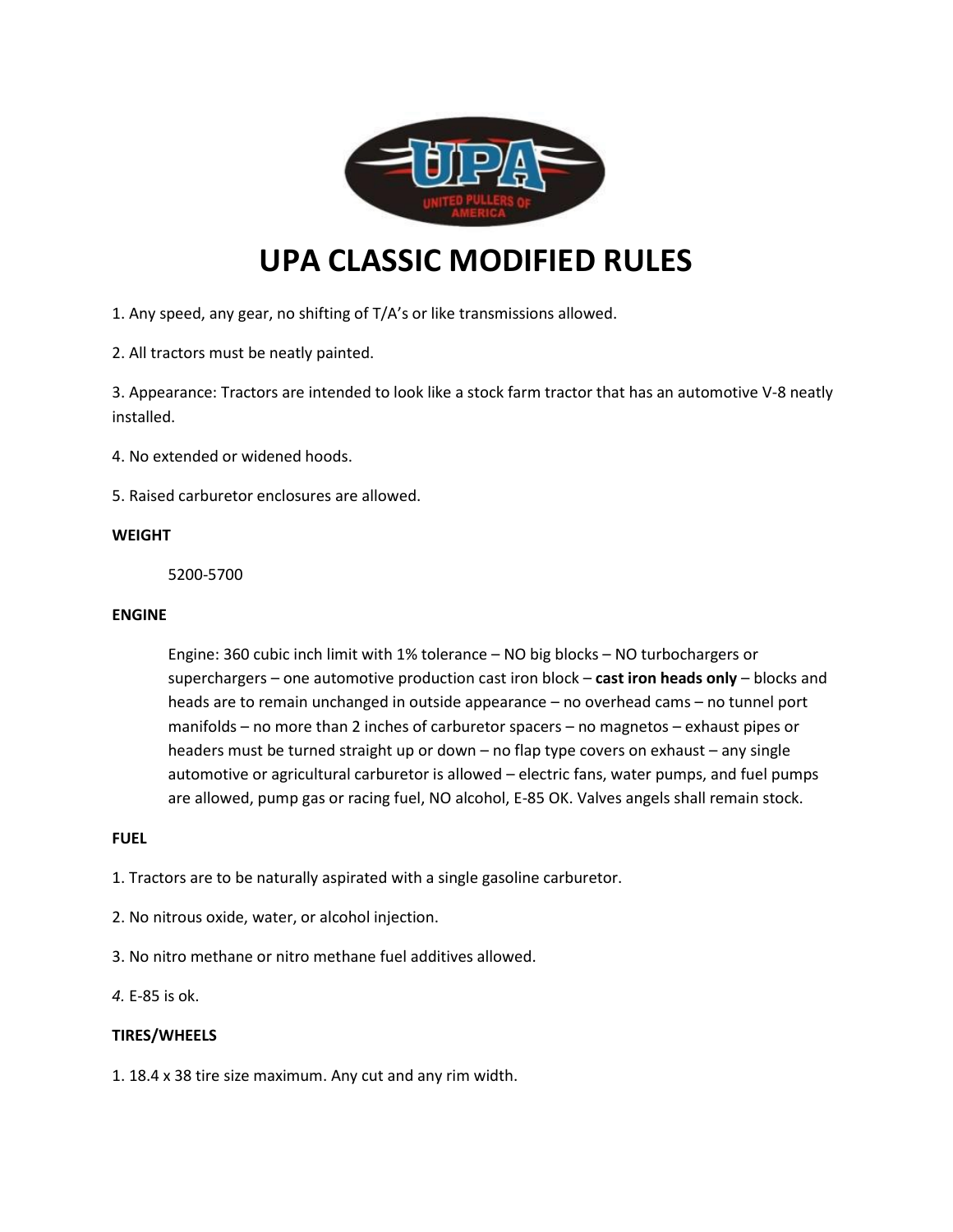# UPA CLASSIC MODIFIED RULES

1. Any speed, any gear, no shifting of T/A's or like transmissions allowed.

2. All tractors must be neatly painted.

3. Appearance: Tractors are intended to look like a stock farm tractor that has an automotive V-8 neatly installed.

4. No extended or widened hoods.

5. Raised carburetor enclosures are allowed.

**WEIGHT**

5200-5700

**ENGINE**

Engine: 360 cubic inch limit with 1% tolerance – NO big blocks – NO turbochargers or superchargers – one automotive production cast iron block – **cast iron heads only** – blocks and heads are to remain unchanged in outside appearance – no overhead cams – no tunnel port manifolds – no more than 2 inches of carburetor spacers – no magnetos – exhaust pipes or headers must be turned straight up or down – no flap type covers on exhaust – any single automotive or agricultural carburetor is allowed – electric fans, water pumps, and fuel pumps are allowed, pump gas or racing fuel, NO alcohol, E-85 OK. Valves angels shall remain stock.

**FUEL**

1. Tractors are to be naturally aspirated with a single gasoline carburetor.

2. No nitrous oxide, water, or alcohol injection.

3. No nitro methane or nitro methane fuel additives allowed.

*4.* E-85 is ok.

**TIRES/WHEELS**

1. 18.4 x 38 tire size maximum. Any cut and any rim width.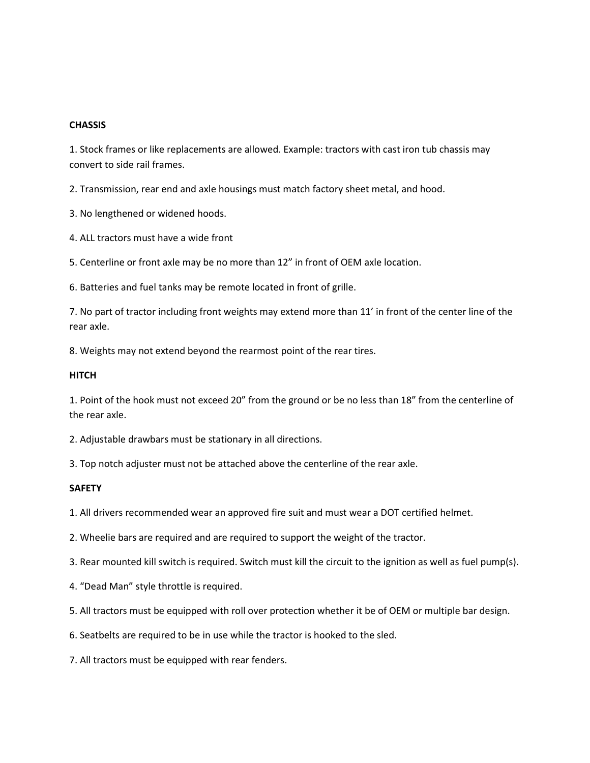**CHASSIS**

1. Stock frames or like replacements are allowed. Example: tractors with cast iron tub chassis may convert to side rail frames.

2. Transmission, rear end and axle housings must match factory sheet metal, and hood.

3. No lengthened or widened hoods.

4. ALL tractors must have a wide front

5. Centerline or front axle may be no more than 12” in front of OEM axle location.

6. Batteries and fuel tanks may be remote located in front of grille.

7. No part of tractor including front weights may extend more than 11’ in front of the center line of the rear axle.

8. Weights may not extend beyond the rearmost point of the rear tires.

**HITCH**

1. Point of the hook must not exceed 20” from the ground or be no less than 18” from the centerline of the rear axle.

2. Adjustable drawbars must be stationary in all directions.

3. Top notch adjuster must not be attached above the centerline of the rear axle.

**SAFETY**

1. All drivers recommended wear an approved fire suit and must wear a DOT certified helmet.

2. Wheelie bars are required and are required to support the weight of the tractor.

3. Rear mounted kill switch is required. Switch must kill the circuit to the ignition as well as fuel pump(s).

4. “Dead Man” style throttle is required.

5. All tractors must be equipped with roll over protection whether it be of OEM or multiple bar design.

6. Seatbelts are required to be in use while the tractor is hooked to the sled.

7. All tractors must be equipped with rear fenders.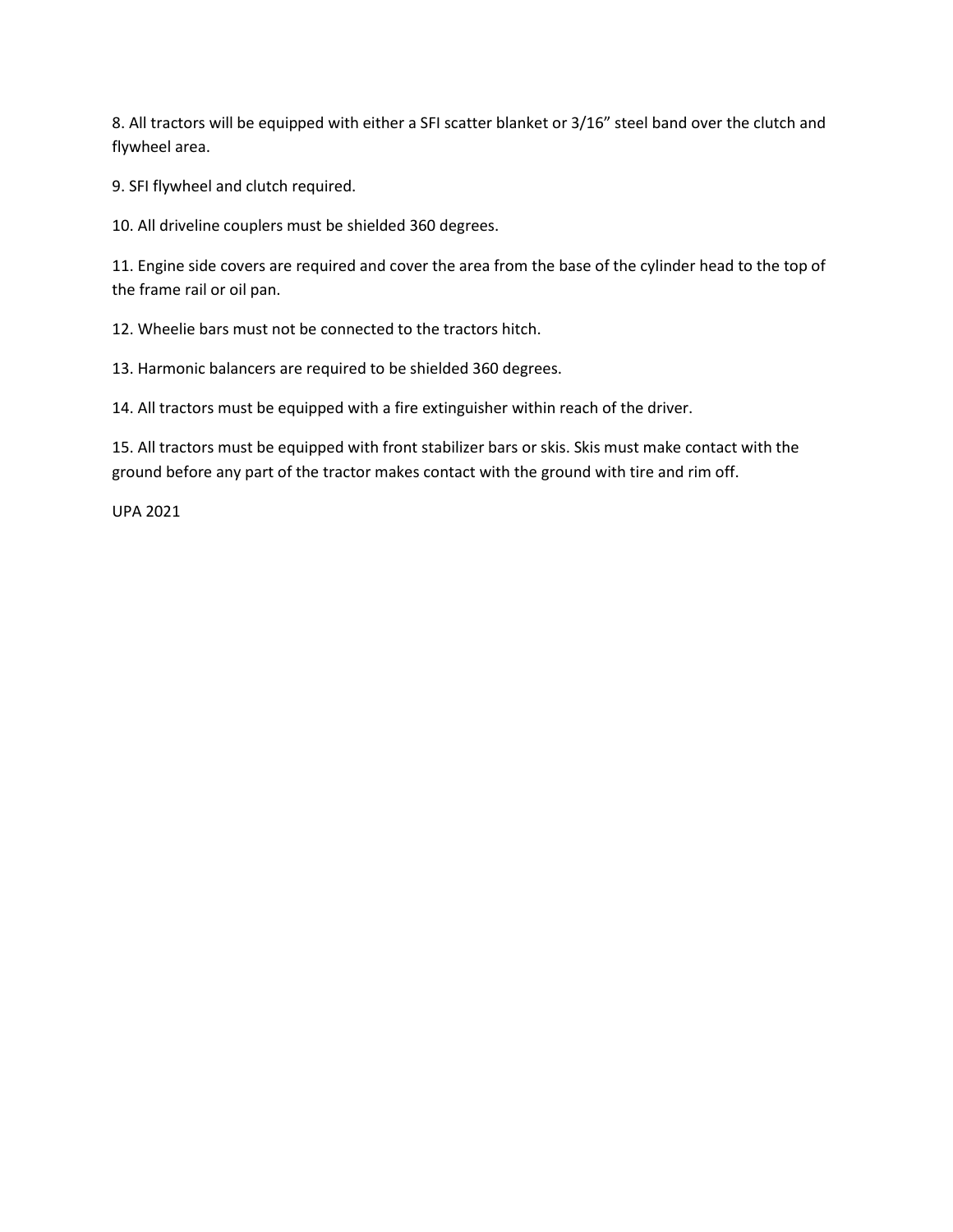8. All tractors will be equipped with either a SFI scatter blanket or 3/16” steel band over the clutch and flywheel area.

9. SFI flywheel and clutch required.

10. All driveline couplers must be shielded 360 degrees.

11. Engine side covers are required and cover the area from the base of the cylinder head to the top of the frame rail or oil pan.

12. Wheelie bars must not be connected to the tractors hitch.

13. Harmonic balancers are required to be shielded 360 degrees.

14. All tractors must be equipped with a fire extinguisher within reach of the driver.

15. All tractors must be equipped with front stabilizer bars or skis. Skis must make contact with the ground before any part of the tractor makes contact with the ground with tire and rim off.

UPA 2021